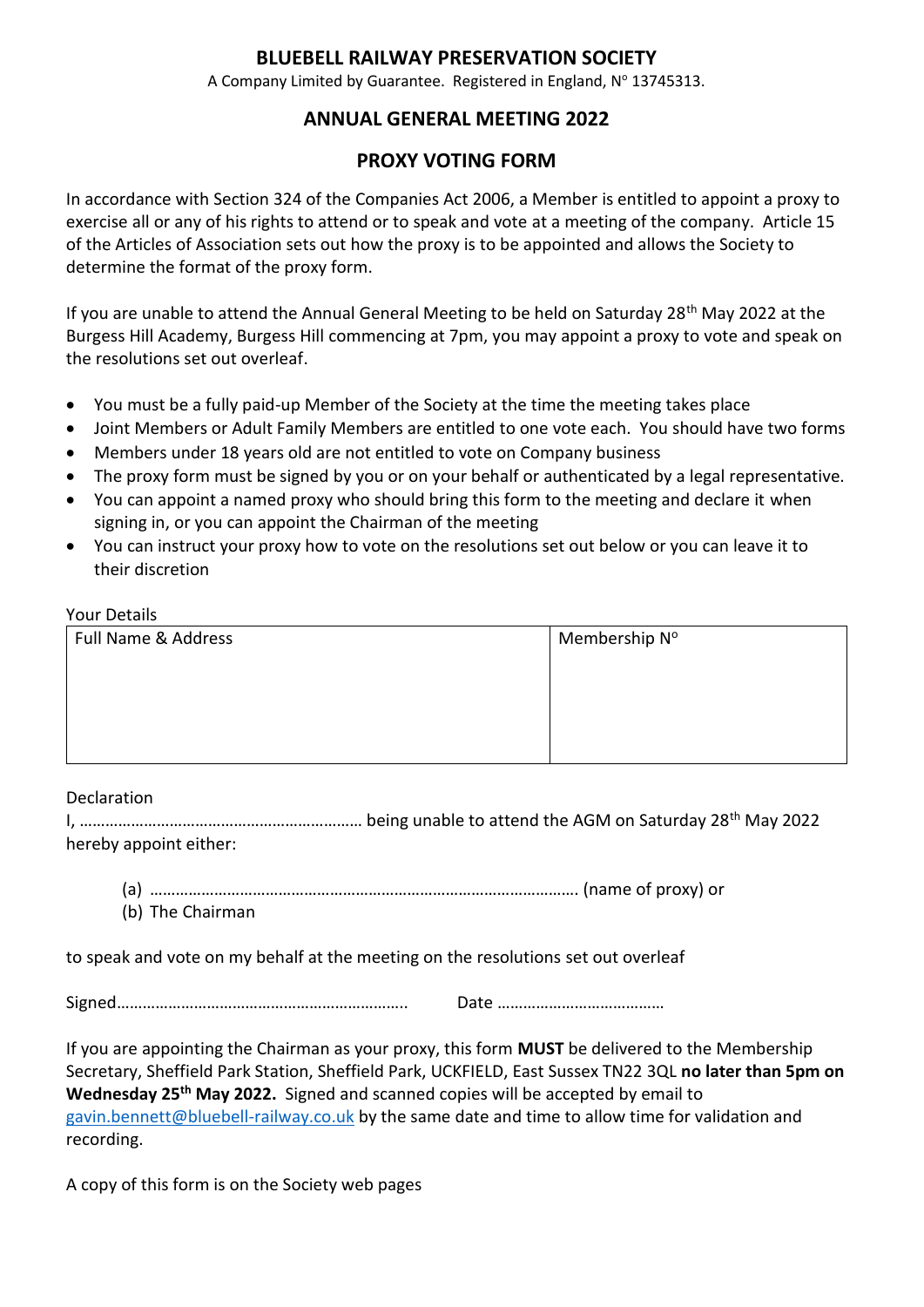# BLUEBELL RAILWAY PRESERVATION SOCIETY

A Company Limited by Guarantee. Registered in England, N° 13745313.

## ANNUAL GENERAL MEETING 2022

## PROXY VOTING FORM

In accordance with Section 324 of the Companies Act 2006, a Member is entitled to appoint a proxy to exercise all or any of his rights to attend or to speak and vote at a meeting of the company. Article 15 of the Articles of Association sets out how the proxy is to be appointed and allows the Society to determine the format of the proxy form.

If you are unable to attend the Annual General Meeting to be held on Saturday 28th May 2022 at the Burgess Hill Academy, Burgess Hill commencing at 7pm, you may appoint a proxy to vote and speak on the resolutions set out overleaf.

- You must be a fully paid-up Member of the Society at the time the meeting takes place
- Joint Members or Adult Family Members are entitled to one vote each. You should have two forms
- Members under 18 years old are not entitled to vote on Company business
- The proxy form must be signed by you or on your behalf or authenticated by a legal representative.
- You can appoint a named proxy who should bring this form to the meeting and declare it when signing in, or you can appoint the Chairman of the meeting
- You can instruct your proxy how to vote on the resolutions set out below or you can leave it to their discretion

Your Details

| Full Name & Address | Membership N° |
|---|---|
| | |

Declaration

I, ……………………………………………………… being unable to attend the AGM on Saturday 28th May 2022 hereby appoint either:

(a) ………………………………………………………………………………. (name of proxy) or
(b) The Chairman

to speak and vote on my behalf at the meeting on the resolutions set out overleaf

Signed………………………………………………………….. Date ……………………………….

If you are appointing the Chairman as your proxy, this form **MUST** be delivered to the Membership Secretary, Sheffield Park Station, Sheffield Park, UCKFIELD, East Sussex TN22 3QL **no later than 5pm on Wednesday 25th May 2022.** Signed and scanned copies will be accepted by email to gavin.bennett@bluebell-railway.co.uk by the same date and time to allow time for validation and recording.

A copy of this form is on the Society web pages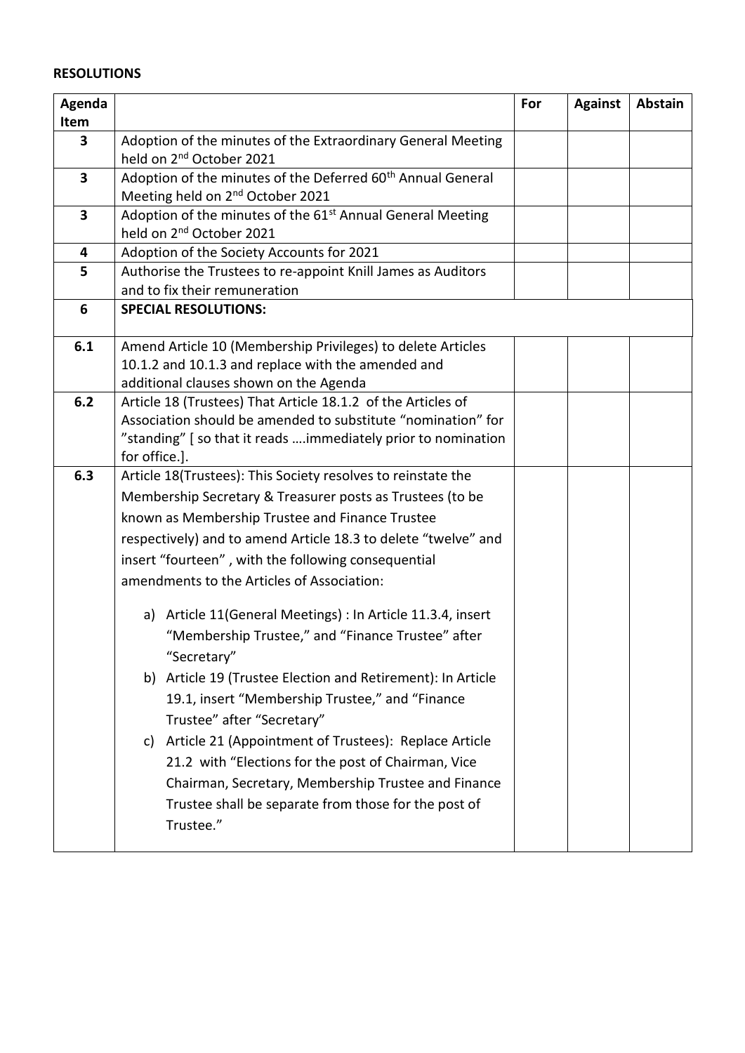**RESOLUTIONS**

| Agenda Item | | For | Against | Abstain |
|---|---|---|---|---|
| 3 | Adoption of the minutes of the Extraordinary General Meeting held on 2nd October 2021 | | | |
| 3 | Adoption of the minutes of the Deferred 60th Annual General Meeting held on 2nd October 2021 | | | |
| 3 | Adoption of the minutes of the 61st Annual General Meeting held on 2nd October 2021 | | | |
| 4 | Adoption of the Society Accounts for 2021 | | | |
| 5 | Authorise the Trustees to re-appoint Knill James as Auditors and to fix their remuneration | | | |
| 6 | **SPECIAL RESOLUTIONS:** | | | |
| 6.1 | Amend Article 10 (Membership Privileges) to delete Articles 10.1.2 and 10.1.3 and replace with the amended and additional clauses shown on the Agenda | | | |
| 6.2 | Article 18 (Trustees) That Article 18.1.2 of the Articles of Association should be amended to substitute "nomination" for "standing" [ so that it reads ….immediately prior to nomination for office.]. | | | |
| 6.3 | Article 18(Trustees): This Society resolves to reinstate the Membership Secretary & Treasurer posts as Trustees (to be known as Membership Trustee and Finance Trustee respectively) and to amend Article 18.3 to delete "twelve" and insert "fourteen" , with the following consequential amendments to the Articles of Association:<br><br>a) Article 11(General Meetings) : In Article 11.3.4, insert "Membership Trustee," and "Finance Trustee" after "Secretary"<br>b) Article 19 (Trustee Election and Retirement): In Article 19.1, insert "Membership Trustee," and "Finance Trustee" after "Secretary"<br>c) Article 21 (Appointment of Trustees): Replace Article 21.2 with "Elections for the post of Chairman, Vice Chairman, Secretary, Membership Trustee and Finance Trustee shall be separate from those for the post of Trustee." | | | |